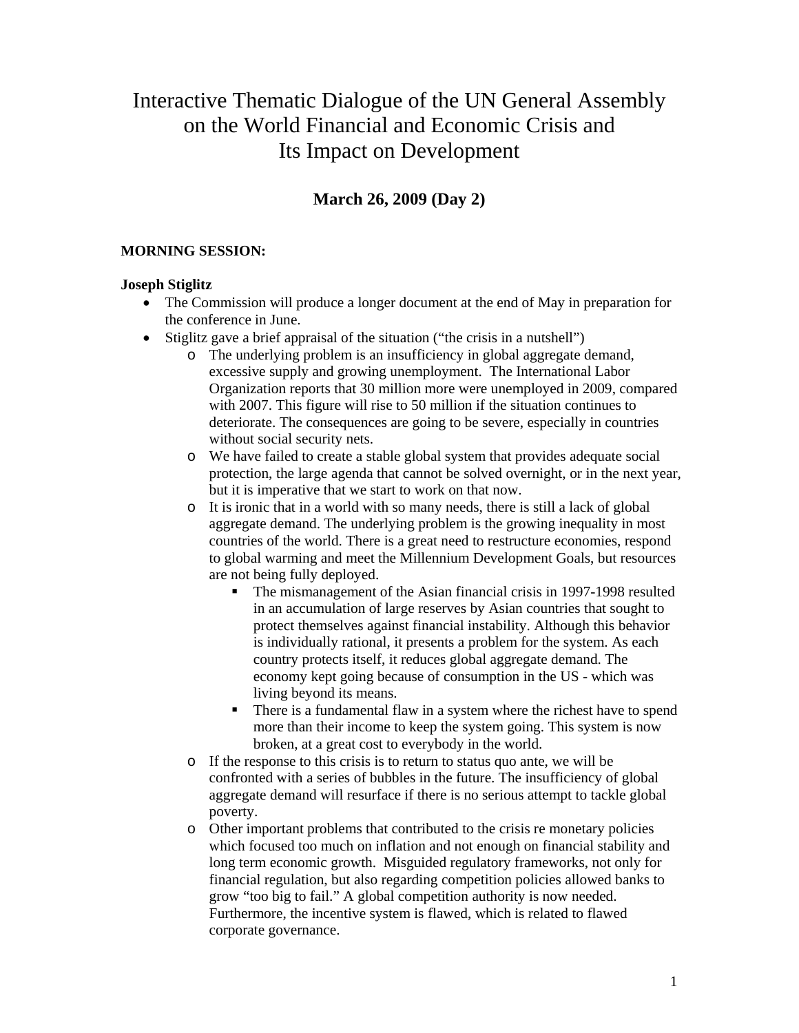# Interactive Thematic Dialogue of the UN General Assembly on the World Financial and Economic Crisis and Its Impact on Development

## March 26, 2009 (Day 2)

**MORNING SESSION:**

**Joseph Stiglitz**

- The Commission will produce a longer document at the end of May in preparation for the conference in June.
- Stiglitz gave a brief appraisal of the situation ("the crisis in a nutshell")
  - The underlying problem is an insufficiency in global aggregate demand, excessive supply and growing unemployment. The International Labor Organization reports that 30 million more were unemployed in 2009, compared with 2007. This figure will rise to 50 million if the situation continues to deteriorate. The consequences are going to be severe, especially in countries without social security nets.
  - We have failed to create a stable global system that provides adequate social protection, the large agenda that cannot be solved overnight, or in the next year, but it is imperative that we start to work on that now.
  - It is ironic that in a world with so many needs, there is still a lack of global aggregate demand. The underlying problem is the growing inequality in most countries of the world. There is a great need to restructure economies, respond to global warming and meet the Millennium Development Goals, but resources are not being fully deployed.
    - The mismanagement of the Asian financial crisis in 1997-1998 resulted in an accumulation of large reserves by Asian countries that sought to protect themselves against financial instability. Although this behavior is individually rational, it presents a problem for the system. As each country protects itself, it reduces global aggregate demand. The economy kept going because of consumption in the US - which was living beyond its means.
    - There is a fundamental flaw in a system where the richest have to spend more than their income to keep the system going. This system is now broken, at a great cost to everybody in the world.
  - If the response to this crisis is to return to status quo ante, we will be confronted with a series of bubbles in the future. The insufficiency of global aggregate demand will resurface if there is no serious attempt to tackle global poverty.
  - Other important problems that contributed to the crisis re monetary policies which focused too much on inflation and not enough on financial stability and long term economic growth. Misguided regulatory frameworks, not only for financial regulation, but also regarding competition policies allowed banks to grow "too big to fail." A global competition authority is now needed. Furthermore, the incentive system is flawed, which is related to flawed corporate governance.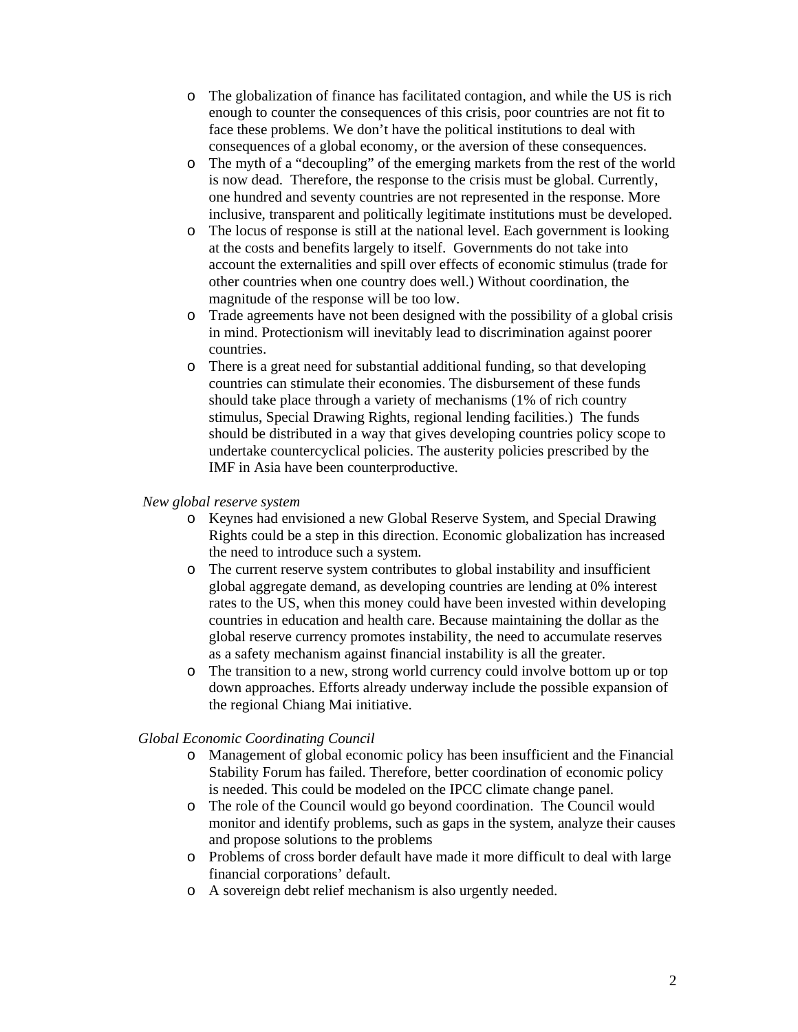- The globalization of finance has facilitated contagion, and while the US is rich enough to counter the consequences of this crisis, poor countries are not fit to face these problems. We don't have the political institutions to deal with consequences of a global economy, or the aversion of these consequences.
- The myth of a "decoupling" of the emerging markets from the rest of the world is now dead. Therefore, the response to the crisis must be global. Currently, one hundred and seventy countries are not represented in the response. More inclusive, transparent and politically legitimate institutions must be developed.
- The locus of response is still at the national level. Each government is looking at the costs and benefits largely to itself. Governments do not take into account the externalities and spill over effects of economic stimulus (trade for other countries when one country does well.) Without coordination, the magnitude of the response will be too low.
- Trade agreements have not been designed with the possibility of a global crisis in mind. Protectionism will inevitably lead to discrimination against poorer countries.
- There is a great need for substantial additional funding, so that developing countries can stimulate their economies. The disbursement of these funds should take place through a variety of mechanisms (1% of rich country stimulus, Special Drawing Rights, regional lending facilities.) The funds should be distributed in a way that gives developing countries policy scope to undertake countercyclical policies. The austerity policies prescribed by the IMF in Asia have been counterproductive.

*New global reserve system*

- Keynes had envisioned a new Global Reserve System, and Special Drawing Rights could be a step in this direction. Economic globalization has increased the need to introduce such a system.
- The current reserve system contributes to global instability and insufficient global aggregate demand, as developing countries are lending at 0% interest rates to the US, when this money could have been invested within developing countries in education and health care. Because maintaining the dollar as the global reserve currency promotes instability, the need to accumulate reserves as a safety mechanism against financial instability is all the greater.
- The transition to a new, strong world currency could involve bottom up or top down approaches. Efforts already underway include the possible expansion of the regional Chiang Mai initiative.

*Global Economic Coordinating Council*

- Management of global economic policy has been insufficient and the Financial Stability Forum has failed. Therefore, better coordination of economic policy is needed. This could be modeled on the IPCC climate change panel.
- The role of the Council would go beyond coordination. The Council would monitor and identify problems, such as gaps in the system, analyze their causes and propose solutions to the problems
- Problems of cross border default have made it more difficult to deal with large financial corporations' default.
- A sovereign debt relief mechanism is also urgently needed.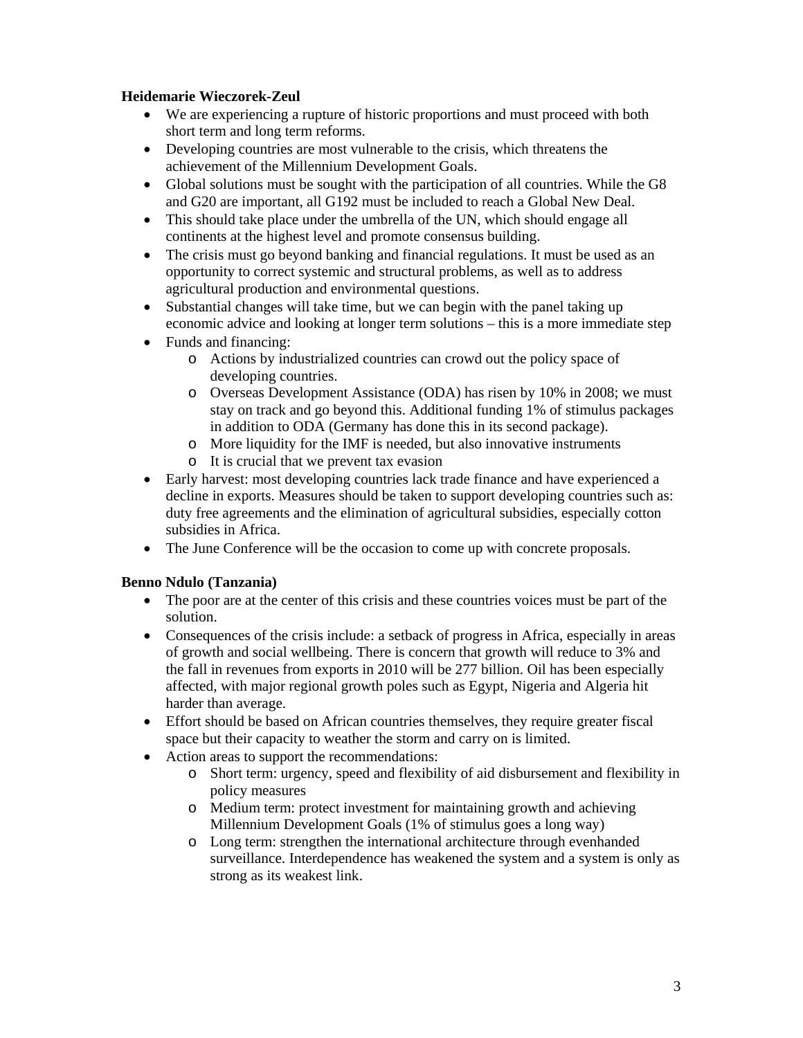**Heidemarie Wieczorek-Zeul**

- We are experiencing a rupture of historic proportions and must proceed with both short term and long term reforms.
- Developing countries are most vulnerable to the crisis, which threatens the achievement of the Millennium Development Goals.
- Global solutions must be sought with the participation of all countries. While the G8 and G20 are important, all G192 must be included to reach a Global New Deal.
- This should take place under the umbrella of the UN, which should engage all continents at the highest level and promote consensus building.
- The crisis must go beyond banking and financial regulations. It must be used as an opportunity to correct systemic and structural problems, as well as to address agricultural production and environmental questions.
- Substantial changes will take time, but we can begin with the panel taking up economic advice and looking at longer term solutions – this is a more immediate step
- Funds and financing:
  - Actions by industrialized countries can crowd out the policy space of developing countries.
  - Overseas Development Assistance (ODA) has risen by 10% in 2008; we must stay on track and go beyond this. Additional funding 1% of stimulus packages in addition to ODA (Germany has done this in its second package).
  - More liquidity for the IMF is needed, but also innovative instruments
  - It is crucial that we prevent tax evasion
- Early harvest: most developing countries lack trade finance and have experienced a decline in exports. Measures should be taken to support developing countries such as: duty free agreements and the elimination of agricultural subsidies, especially cotton subsidies in Africa.
- The June Conference will be the occasion to come up with concrete proposals.

**Benno Ndulo (Tanzania)**

- The poor are at the center of this crisis and these countries voices must be part of the solution.
- Consequences of the crisis include: a setback of progress in Africa, especially in areas of growth and social wellbeing. There is concern that growth will reduce to 3% and the fall in revenues from exports in 2010 will be 277 billion. Oil has been especially affected, with major regional growth poles such as Egypt, Nigeria and Algeria hit harder than average.
- Effort should be based on African countries themselves, they require greater fiscal space but their capacity to weather the storm and carry on is limited.
- Action areas to support the recommendations:
  - Short term: urgency, speed and flexibility of aid disbursement and flexibility in policy measures
  - Medium term: protect investment for maintaining growth and achieving Millennium Development Goals (1% of stimulus goes a long way)
  - Long term: strengthen the international architecture through evenhanded surveillance. Interdependence has weakened the system and a system is only as strong as its weakest link.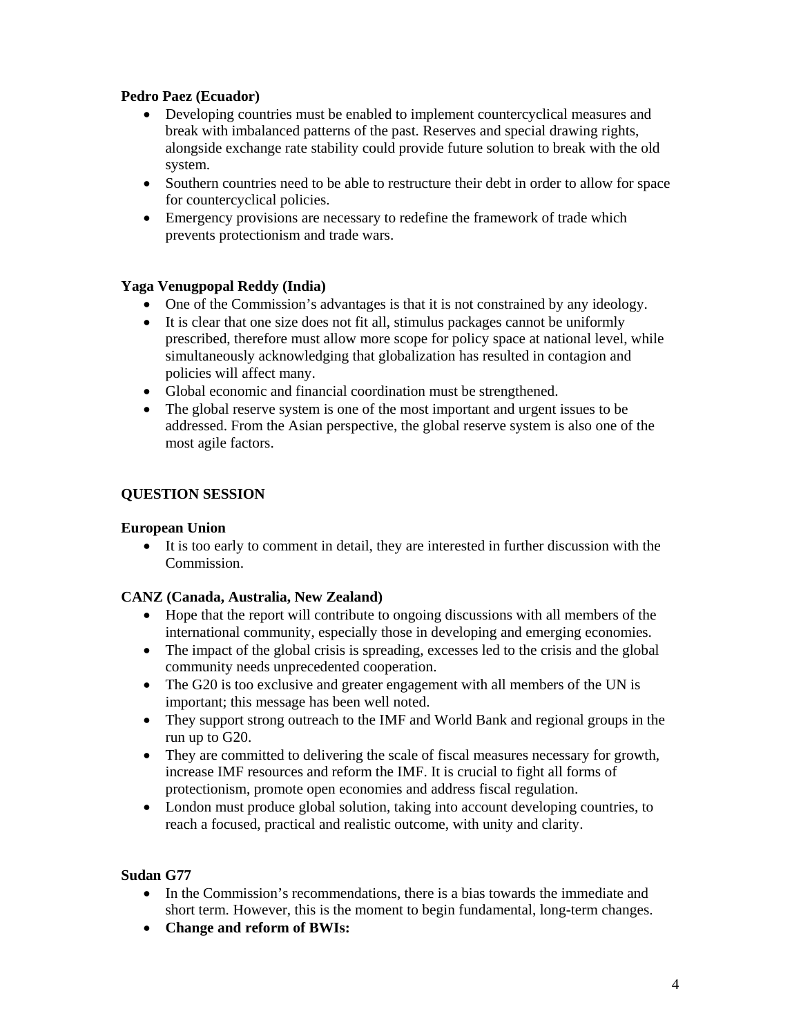**Pedro Paez (Ecuador)**

- Developing countries must be enabled to implement countercyclical measures and break with imbalanced patterns of the past. Reserves and special drawing rights, alongside exchange rate stability could provide future solution to break with the old system.
- Southern countries need to be able to restructure their debt in order to allow for space for countercyclical policies.
- Emergency provisions are necessary to redefine the framework of trade which prevents protectionism and trade wars.

**Yaga Venugpopal Reddy (India)**

- One of the Commission's advantages is that it is not constrained by any ideology.
- It is clear that one size does not fit all, stimulus packages cannot be uniformly prescribed, therefore must allow more scope for policy space at national level, while simultaneously acknowledging that globalization has resulted in contagion and policies will affect many.
- Global economic and financial coordination must be strengthened.
- The global reserve system is one of the most important and urgent issues to be addressed. From the Asian perspective, the global reserve system is also one of the most agile factors.

**QUESTION SESSION**

**European Union**

- It is too early to comment in detail, they are interested in further discussion with the Commission.

**CANZ (Canada, Australia, New Zealand)**

- Hope that the report will contribute to ongoing discussions with all members of the international community, especially those in developing and emerging economies.
- The impact of the global crisis is spreading, excesses led to the crisis and the global community needs unprecedented cooperation.
- The G20 is too exclusive and greater engagement with all members of the UN is important; this message has been well noted.
- They support strong outreach to the IMF and World Bank and regional groups in the run up to G20.
- They are committed to delivering the scale of fiscal measures necessary for growth, increase IMF resources and reform the IMF. It is crucial to fight all forms of protectionism, promote open economies and address fiscal regulation.
- London must produce global solution, taking into account developing countries, to reach a focused, practical and realistic outcome, with unity and clarity.

**Sudan G77**

- In the Commission's recommendations, there is a bias towards the immediate and short term. However, this is the moment to begin fundamental, long-term changes.
- **Change and reform of BWIs:**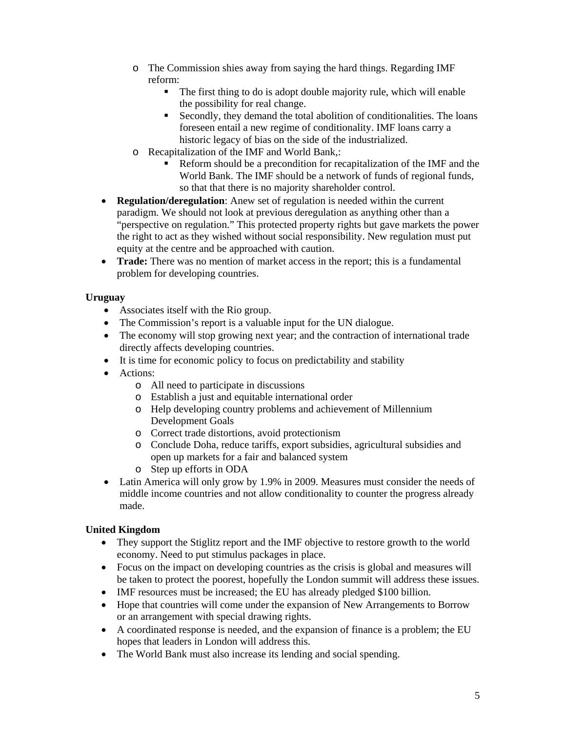- The Commission shies away from saying the hard things. Regarding IMF reform:
    - The first thing to do is adopt double majority rule, which will enable the possibility for real change.
    - Secondly, they demand the total abolition of conditionalities. The loans foreseen entail a new regime of conditionality. IMF loans carry a historic legacy of bias on the side of the industrialized.
  - Recapitalization of the IMF and World Bank,:
    - Reform should be a precondition for recapitalization of the IMF and the World Bank. The IMF should be a network of funds of regional funds, so that that there is no majority shareholder control.
- **Regulation/deregulation**: Anew set of regulation is needed within the current paradigm. We should not look at previous deregulation as anything other than a "perspective on regulation." This protected property rights but gave markets the power the right to act as they wished without social responsibility. New regulation must put equity at the centre and be approached with caution.
- **Trade:** There was no mention of market access in the report; this is a fundamental problem for developing countries.

**Uruguay**

- Associates itself with the Rio group.
- The Commission's report is a valuable input for the UN dialogue.
- The economy will stop growing next year; and the contraction of international trade directly affects developing countries.
- It is time for economic policy to focus on predictability and stability
- Actions:
  - All need to participate in discussions
  - Establish a just and equitable international order
  - Help developing country problems and achievement of Millennium Development Goals
  - Correct trade distortions, avoid protectionism
  - Conclude Doha, reduce tariffs, export subsidies, agricultural subsidies and open up markets for a fair and balanced system
  - Step up efforts in ODA
- Latin America will only grow by 1.9% in 2009. Measures must consider the needs of middle income countries and not allow conditionality to counter the progress already made.

**United Kingdom**

- They support the Stiglitz report and the IMF objective to restore growth to the world economy. Need to put stimulus packages in place.
- Focus on the impact on developing countries as the crisis is global and measures will be taken to protect the poorest, hopefully the London summit will address these issues.
- IMF resources must be increased; the EU has already pledged $100 billion.
- Hope that countries will come under the expansion of New Arrangements to Borrow or an arrangement with special drawing rights.
- A coordinated response is needed, and the expansion of finance is a problem; the EU hopes that leaders in London will address this.
- The World Bank must also increase its lending and social spending.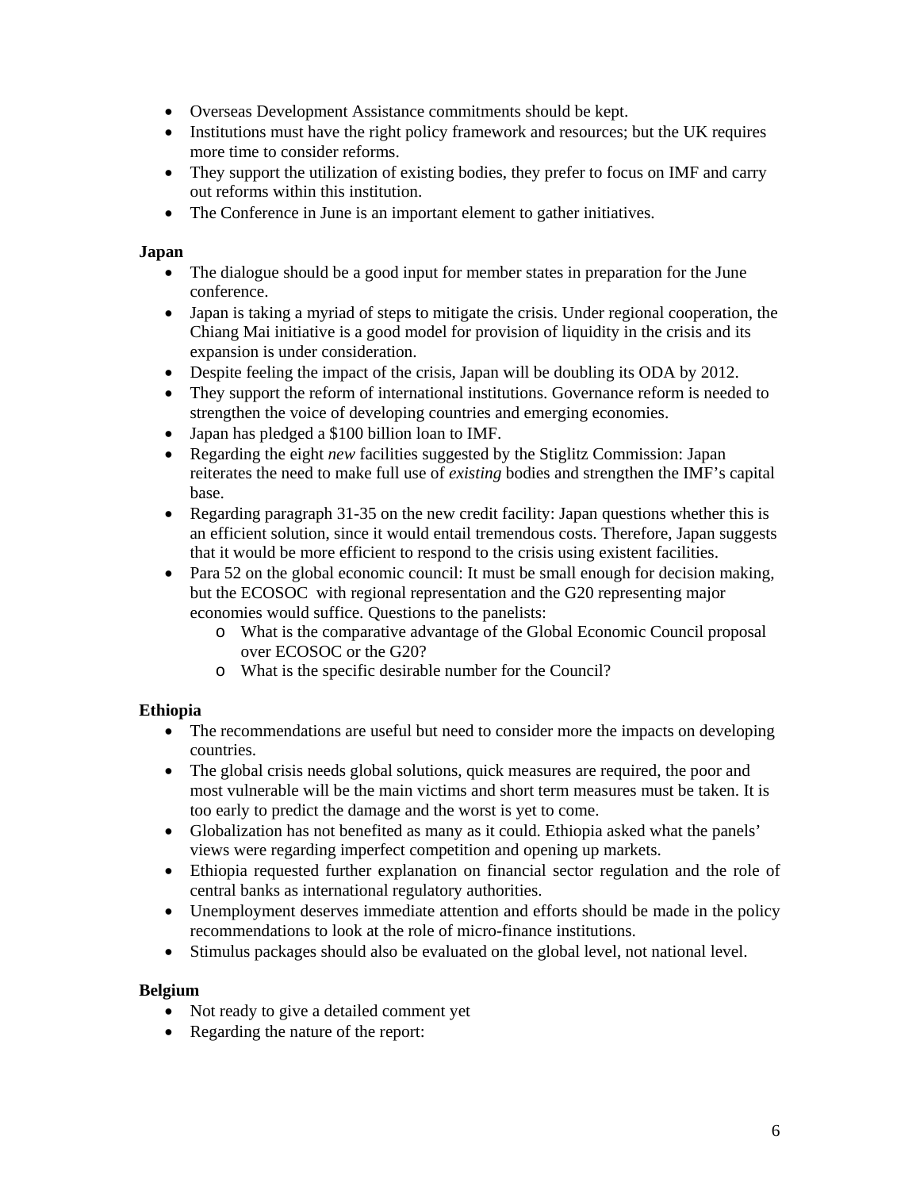- Overseas Development Assistance commitments should be kept.
- Institutions must have the right policy framework and resources; but the UK requires more time to consider reforms.
- They support the utilization of existing bodies, they prefer to focus on IMF and carry out reforms within this institution.
- The Conference in June is an important element to gather initiatives.

**Japan**

- The dialogue should be a good input for member states in preparation for the June conference.
- Japan is taking a myriad of steps to mitigate the crisis. Under regional cooperation, the Chiang Mai initiative is a good model for provision of liquidity in the crisis and its expansion is under consideration.
- Despite feeling the impact of the crisis, Japan will be doubling its ODA by 2012.
- They support the reform of international institutions. Governance reform is needed to strengthen the voice of developing countries and emerging economies.
- Japan has pledged a $100 billion loan to IMF.
- Regarding the eight *new* facilities suggested by the Stiglitz Commission: Japan reiterates the need to make full use of *existing* bodies and strengthen the IMF's capital base.
- Regarding paragraph 31-35 on the new credit facility: Japan questions whether this is an efficient solution, since it would entail tremendous costs. Therefore, Japan suggests that it would be more efficient to respond to the crisis using existent facilities.
- Para 52 on the global economic council: It must be small enough for decision making, but the ECOSOC with regional representation and the G20 representing major economies would suffice. Questions to the panelists:
  - What is the comparative advantage of the Global Economic Council proposal over ECOSOC or the G20?
  - What is the specific desirable number for the Council?

**Ethiopia**

- The recommendations are useful but need to consider more the impacts on developing countries.
- The global crisis needs global solutions, quick measures are required, the poor and most vulnerable will be the main victims and short term measures must be taken. It is too early to predict the damage and the worst is yet to come.
- Globalization has not benefited as many as it could. Ethiopia asked what the panels' views were regarding imperfect competition and opening up markets.
- Ethiopia requested further explanation on financial sector regulation and the role of central banks as international regulatory authorities.
- Unemployment deserves immediate attention and efforts should be made in the policy recommendations to look at the role of micro-finance institutions.
- Stimulus packages should also be evaluated on the global level, not national level.

**Belgium**

- Not ready to give a detailed comment yet
- Regarding the nature of the report: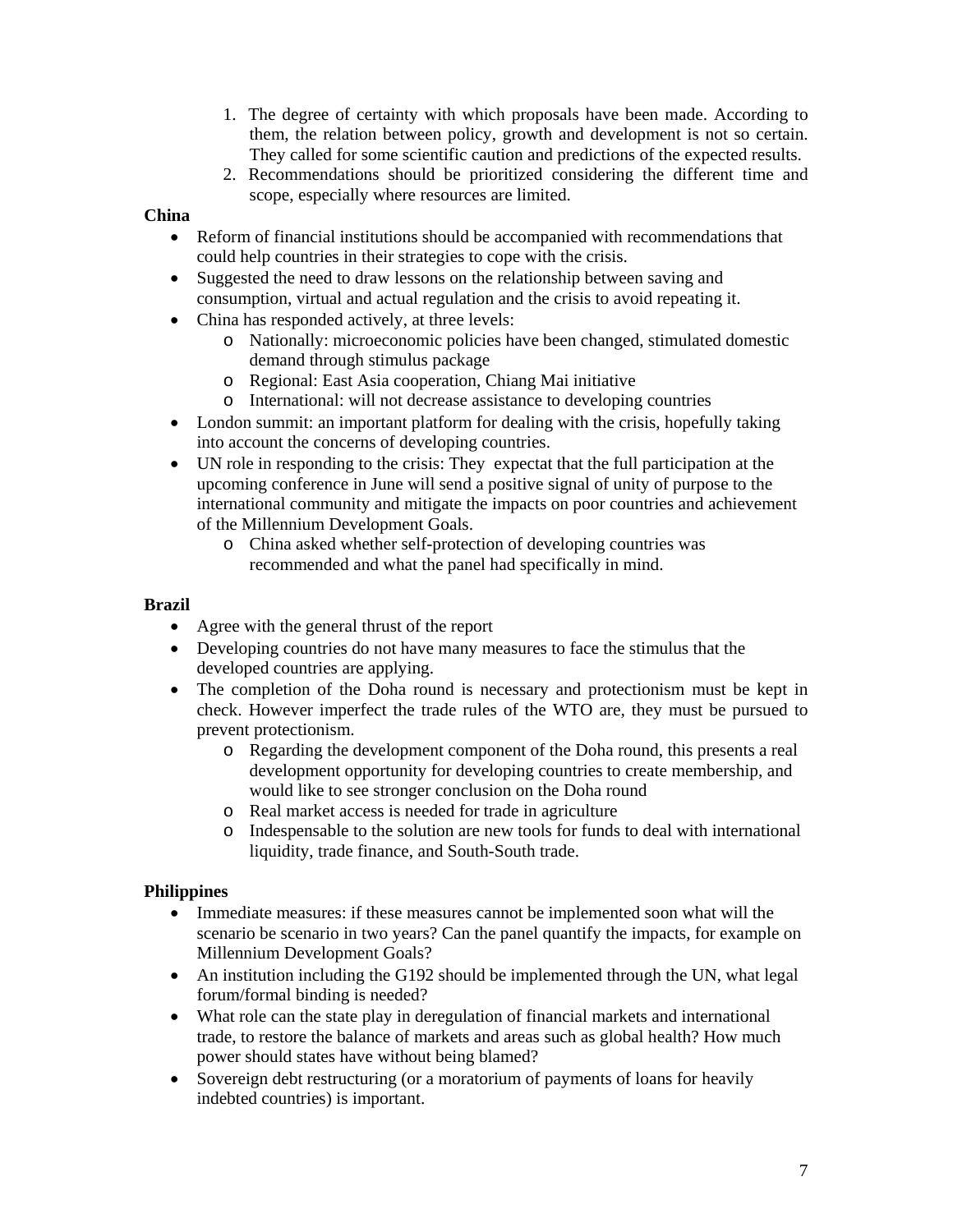1. The degree of certainty with which proposals have been made. According to them, the relation between policy, growth and development is not so certain. They called for some scientific caution and predictions of the expected results.
2. Recommendations should be prioritized considering the different time and scope, especially where resources are limited.

**China**

- Reform of financial institutions should be accompanied with recommendations that could help countries in their strategies to cope with the crisis.
- Suggested the need to draw lessons on the relationship between saving and consumption, virtual and actual regulation and the crisis to avoid repeating it.
- China has responded actively, at three levels:
    - Nationally: microeconomic policies have been changed, stimulated domestic demand through stimulus package
    - Regional: East Asia cooperation, Chiang Mai initiative
    - International: will not decrease assistance to developing countries
- London summit: an important platform for dealing with the crisis, hopefully taking into account the concerns of developing countries.
- UN role in responding to the crisis: They expectat that the full participation at the upcoming conference in June will send a positive signal of unity of purpose to the international community and mitigate the impacts on poor countries and achievement of the Millennium Development Goals.
    - China asked whether self-protection of developing countries was recommended and what the panel had specifically in mind.

**Brazil**

- Agree with the general thrust of the report
- Developing countries do not have many measures to face the stimulus that the developed countries are applying.
- The completion of the Doha round is necessary and protectionism must be kept in check. However imperfect the trade rules of the WTO are, they must be pursued to prevent protectionism.
    - Regarding the development component of the Doha round, this presents a real development opportunity for developing countries to create membership, and would like to see stronger conclusion on the Doha round
    - Real market access is needed for trade in agriculture
    - Indespensable to the solution are new tools for funds to deal with international liquidity, trade finance, and South-South trade.

**Philippines**

- Immediate measures: if these measures cannot be implemented soon what will the scenario be scenario in two years? Can the panel quantify the impacts, for example on Millennium Development Goals?
- An institution including the G192 should be implemented through the UN, what legal forum/formal binding is needed?
- What role can the state play in deregulation of financial markets and international trade, to restore the balance of markets and areas such as global health? How much power should states have without being blamed?
- Sovereign debt restructuring (or a moratorium of payments of loans for heavily indebted countries) is important.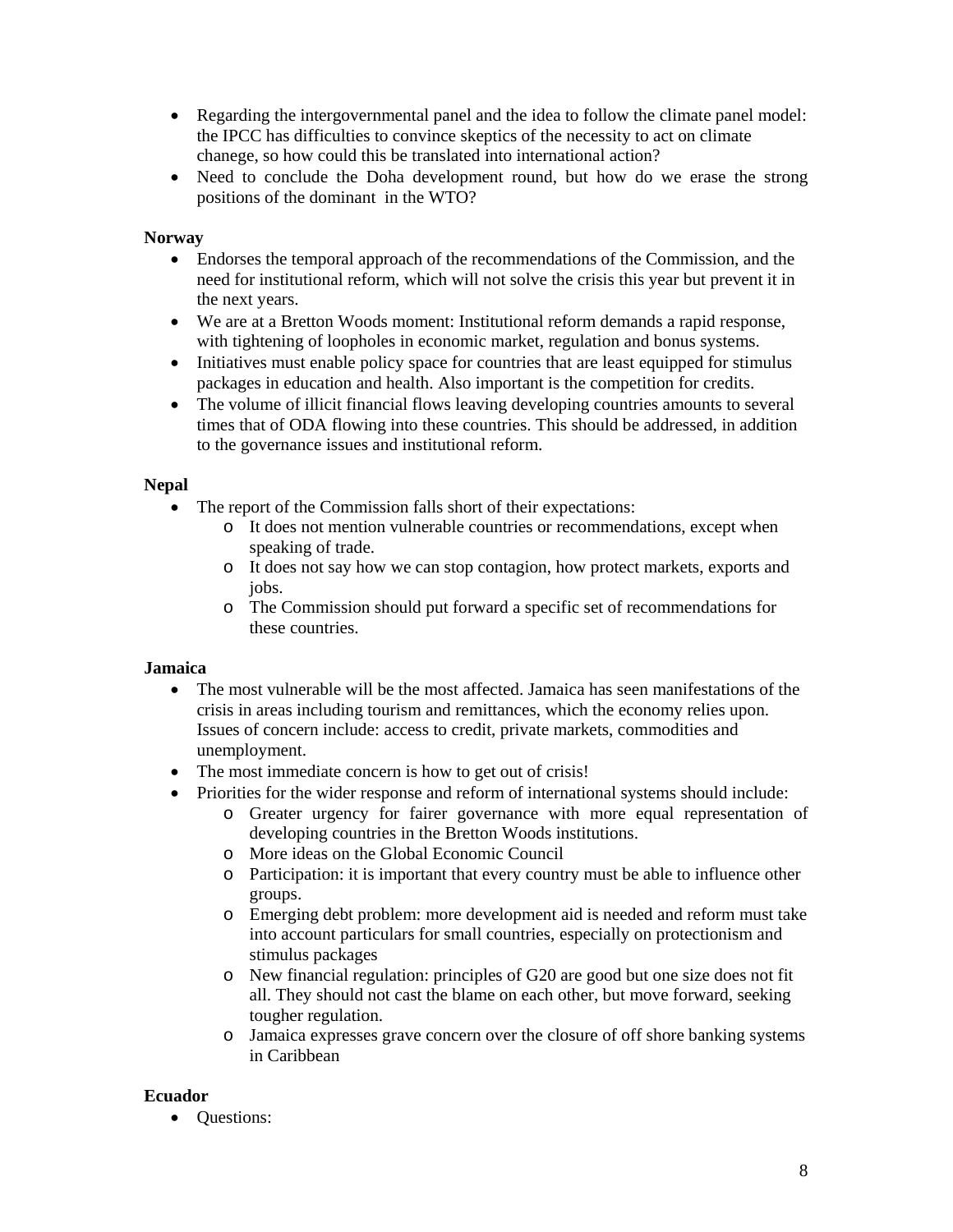- Regarding the intergovernmental panel and the idea to follow the climate panel model: the IPCC has difficulties to convince skeptics of the necessity to act on climate chanege, so how could this be translated into international action?
- Need to conclude the Doha development round, but how do we erase the strong positions of the dominant  in the WTO?

**Norway**

- Endorses the temporal approach of the recommendations of the Commission, and the need for institutional reform, which will not solve the crisis this year but prevent it in the next years.
- We are at a Bretton Woods moment: Institutional reform demands a rapid response, with tightening of loopholes in economic market, regulation and bonus systems.
- Initiatives must enable policy space for countries that are least equipped for stimulus packages in education and health. Also important is the competition for credits.
- The volume of illicit financial flows leaving developing countries amounts to several times that of ODA flowing into these countries. This should be addressed, in addition to the governance issues and institutional reform.

**Nepal**

- The report of the Commission falls short of their expectations:
    - It does not mention vulnerable countries or recommendations, except when speaking of trade.
    - It does not say how we can stop contagion, how protect markets, exports and jobs.
    - The Commission should put forward a specific set of recommendations for these countries.

**Jamaica**

- The most vulnerable will be the most affected. Jamaica has seen manifestations of the crisis in areas including tourism and remittances, which the economy relies upon. Issues of concern include: access to credit, private markets, commodities and unemployment.
- The most immediate concern is how to get out of crisis!
- Priorities for the wider response and reform of international systems should include:
    - Greater urgency for fairer governance with more equal representation of developing countries in the Bretton Woods institutions.
    - More ideas on the Global Economic Council
    - Participation: it is important that every country must be able to influence other groups.
    - Emerging debt problem: more development aid is needed and reform must take into account particulars for small countries, especially on protectionism and stimulus packages
    - New financial regulation: principles of G20 are good but one size does not fit all. They should not cast the blame on each other, but move forward, seeking tougher regulation.
    - Jamaica expresses grave concern over the closure of off shore banking systems in Caribbean

**Ecuador**

- Questions: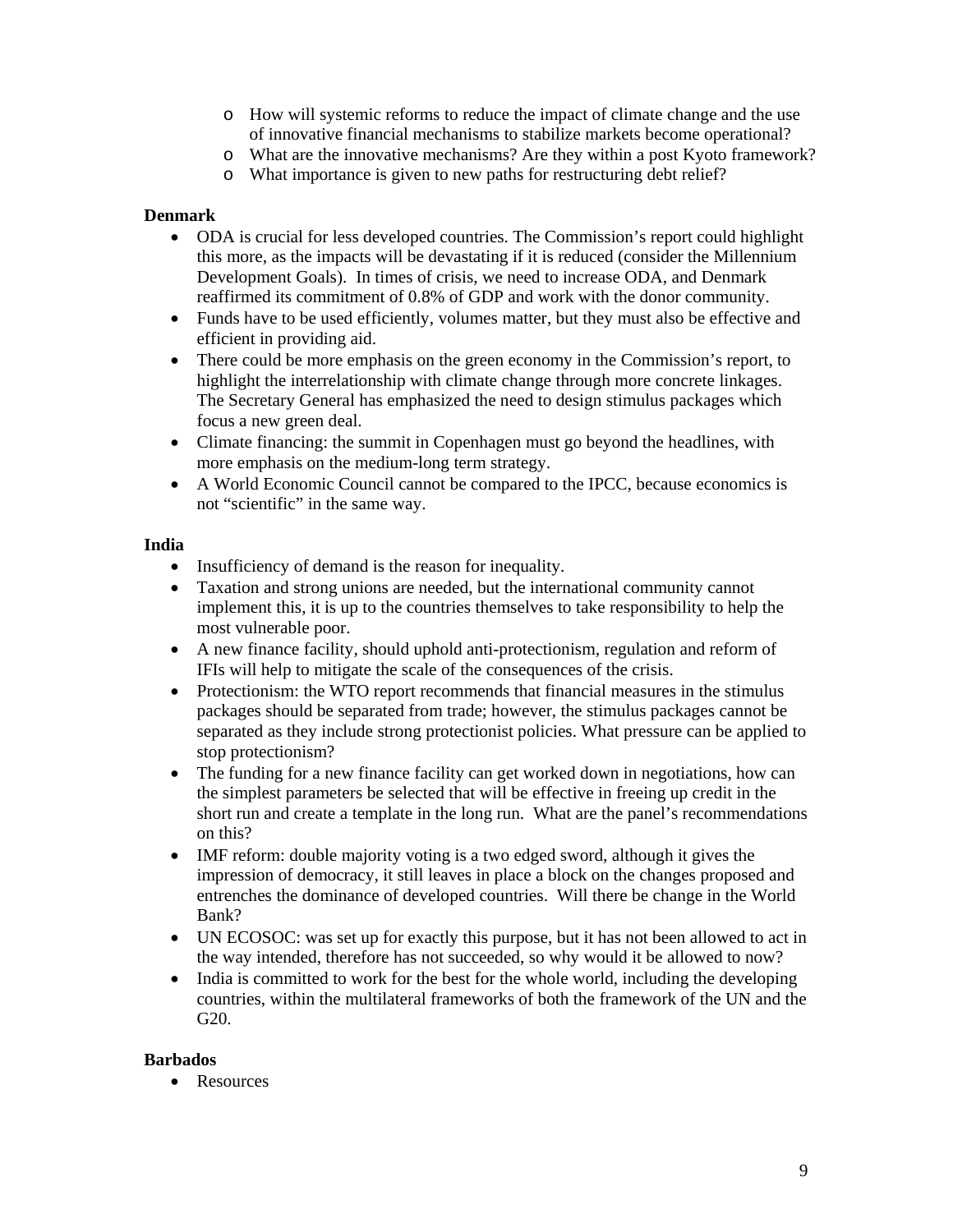- How will systemic reforms to reduce the impact of climate change and the use of innovative financial mechanisms to stabilize markets become operational?
  - What are the innovative mechanisms? Are they within a post Kyoto framework?
  - What importance is given to new paths for restructuring debt relief?

**Denmark**

- ODA is crucial for less developed countries. The Commission's report could highlight this more, as the impacts will be devastating if it is reduced (consider the Millennium Development Goals). In times of crisis, we need to increase ODA, and Denmark reaffirmed its commitment of 0.8% of GDP and work with the donor community.
- Funds have to be used efficiently, volumes matter, but they must also be effective and efficient in providing aid.
- There could be more emphasis on the green economy in the Commission's report, to highlight the interrelationship with climate change through more concrete linkages. The Secretary General has emphasized the need to design stimulus packages which focus a new green deal.
- Climate financing: the summit in Copenhagen must go beyond the headlines, with more emphasis on the medium-long term strategy.
- A World Economic Council cannot be compared to the IPCC, because economics is not "scientific" in the same way.

**India**

- Insufficiency of demand is the reason for inequality.
- Taxation and strong unions are needed, but the international community cannot implement this, it is up to the countries themselves to take responsibility to help the most vulnerable poor.
- A new finance facility, should uphold anti-protectionism, regulation and reform of IFIs will help to mitigate the scale of the consequences of the crisis.
- Protectionism: the WTO report recommends that financial measures in the stimulus packages should be separated from trade; however, the stimulus packages cannot be separated as they include strong protectionist policies. What pressure can be applied to stop protectionism?
- The funding for a new finance facility can get worked down in negotiations, how can the simplest parameters be selected that will be effective in freeing up credit in the short run and create a template in the long run. What are the panel's recommendations on this?
- IMF reform: double majority voting is a two edged sword, although it gives the impression of democracy, it still leaves in place a block on the changes proposed and entrenches the dominance of developed countries. Will there be change in the World Bank?
- UN ECOSOC: was set up for exactly this purpose, but it has not been allowed to act in the way intended, therefore has not succeeded, so why would it be allowed to now?
- India is committed to work for the best for the whole world, including the developing countries, within the multilateral frameworks of both the framework of the UN and the G20.

**Barbados**

- Resources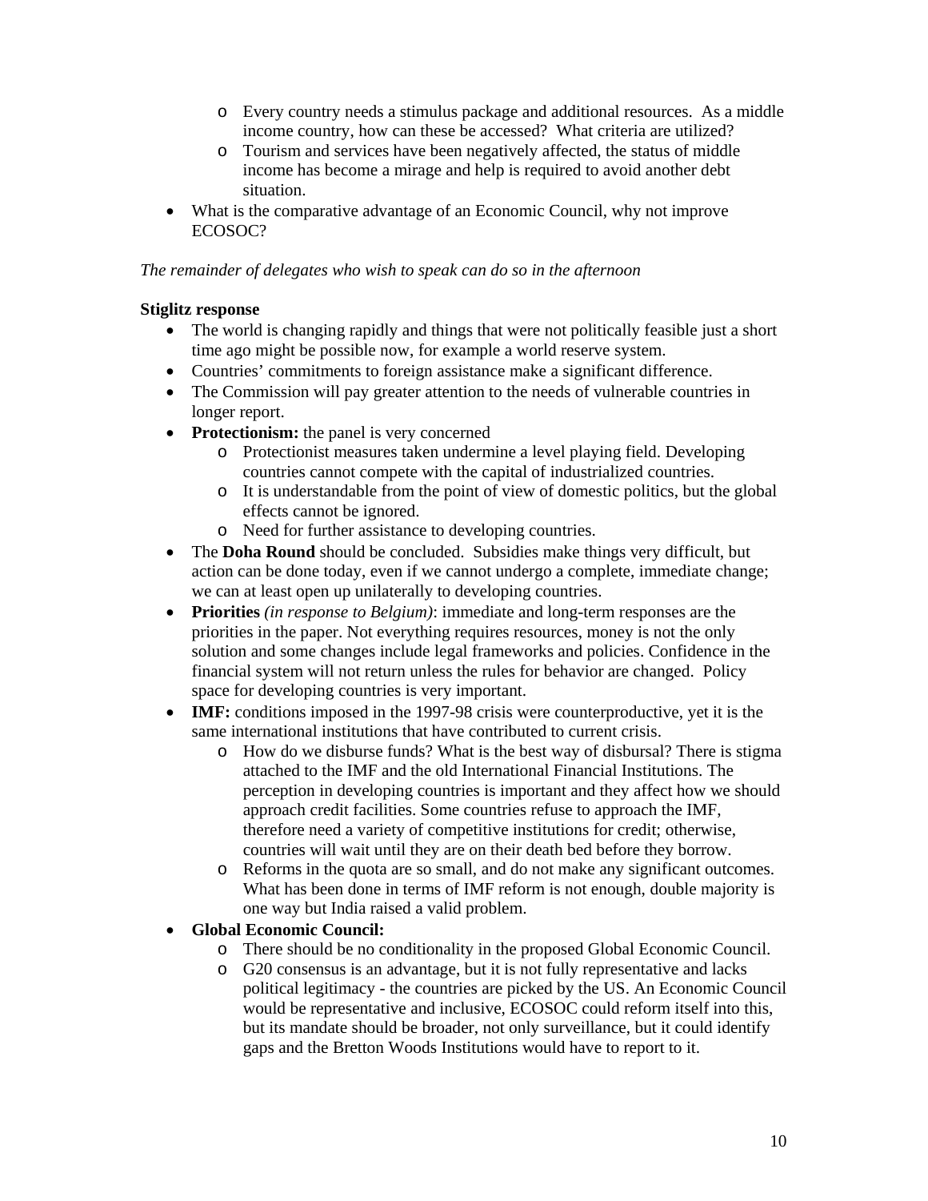- Every country needs a stimulus package and additional resources. As a middle income country, how can these be accessed? What criteria are utilized?
  - Tourism and services have been negatively affected, the status of middle income has become a mirage and help is required to avoid another debt situation.
- What is the comparative advantage of an Economic Council, why not improve ECOSOC?

*The remainder of delegates who wish to speak can do so in the afternoon*

**Stiglitz response**

- The world is changing rapidly and things that were not politically feasible just a short time ago might be possible now, for example a world reserve system.
- Countries' commitments to foreign assistance make a significant difference.
- The Commission will pay greater attention to the needs of vulnerable countries in longer report.
- **Protectionism:** the panel is very concerned
  - Protectionist measures taken undermine a level playing field. Developing countries cannot compete with the capital of industrialized countries.
  - It is understandable from the point of view of domestic politics, but the global effects cannot be ignored.
  - Need for further assistance to developing countries.
- The **Doha Round** should be concluded. Subsidies make things very difficult, but action can be done today, even if we cannot undergo a complete, immediate change; we can at least open up unilaterally to developing countries.
- **Priorities** *(in response to Belgium)*: immediate and long-term responses are the priorities in the paper. Not everything requires resources, money is not the only solution and some changes include legal frameworks and policies. Confidence in the financial system will not return unless the rules for behavior are changed. Policy space for developing countries is very important.
- **IMF:** conditions imposed in the 1997-98 crisis were counterproductive, yet it is the same international institutions that have contributed to current crisis.
  - How do we disburse funds? What is the best way of disbursal? There is stigma attached to the IMF and the old International Financial Institutions. The perception in developing countries is important and they affect how we should approach credit facilities. Some countries refuse to approach the IMF, therefore need a variety of competitive institutions for credit; otherwise, countries will wait until they are on their death bed before they borrow.
  - Reforms in the quota are so small, and do not make any significant outcomes. What has been done in terms of IMF reform is not enough, double majority is one way but India raised a valid problem.
- **Global Economic Council:**
  - There should be no conditionality in the proposed Global Economic Council.
  - G20 consensus is an advantage, but it is not fully representative and lacks political legitimacy - the countries are picked by the US. An Economic Council would be representative and inclusive, ECOSOC could reform itself into this, but its mandate should be broader, not only surveillance, but it could identify gaps and the Bretton Woods Institutions would have to report to it.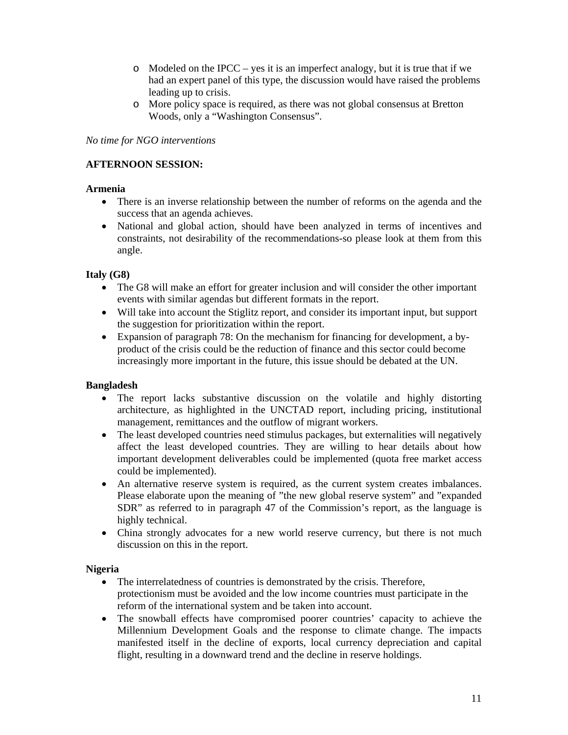- Modeled on the IPCC – yes it is an imperfect analogy, but it is true that if we had an expert panel of this type, the discussion would have raised the problems leading up to crisis.
- More policy space is required, as there was not global consensus at Bretton Woods, only a "Washington Consensus".

*No time for NGO interventions*

**AFTERNOON SESSION:**

**Armenia**

- There is an inverse relationship between the number of reforms on the agenda and the success that an agenda achieves.
- National and global action, should have been analyzed in terms of incentives and constraints, not desirability of the recommendations-so please look at them from this angle.

**Italy (G8)**

- The G8 will make an effort for greater inclusion and will consider the other important events with similar agendas but different formats in the report.
- Will take into account the Stiglitz report, and consider its important input, but support the suggestion for prioritization within the report.
- Expansion of paragraph 78: On the mechanism for financing for development, a by-product of the crisis could be the reduction of finance and this sector could become increasingly more important in the future, this issue should be debated at the UN.

**Bangladesh**

- The report lacks substantive discussion on the volatile and highly distorting architecture, as highlighted in the UNCTAD report, including pricing, institutional management, remittances and the outflow of migrant workers.
- The least developed countries need stimulus packages, but externalities will negatively affect the least developed countries. They are willing to hear details about how important development deliverables could be implemented (quota free market access could be implemented).
- An alternative reserve system is required, as the current system creates imbalances. Please elaborate upon the meaning of "the new global reserve system" and "expanded SDR" as referred to in paragraph 47 of the Commission's report, as the language is highly technical.
- China strongly advocates for a new world reserve currency, but there is not much discussion on this in the report.

**Nigeria**

- The interrelatedness of countries is demonstrated by the crisis. Therefore, protectionism must be avoided and the low income countries must participate in the reform of the international system and be taken into account.
- The snowball effects have compromised poorer countries' capacity to achieve the Millennium Development Goals and the response to climate change. The impacts manifested itself in the decline of exports, local currency depreciation and capital flight, resulting in a downward trend and the decline in reserve holdings.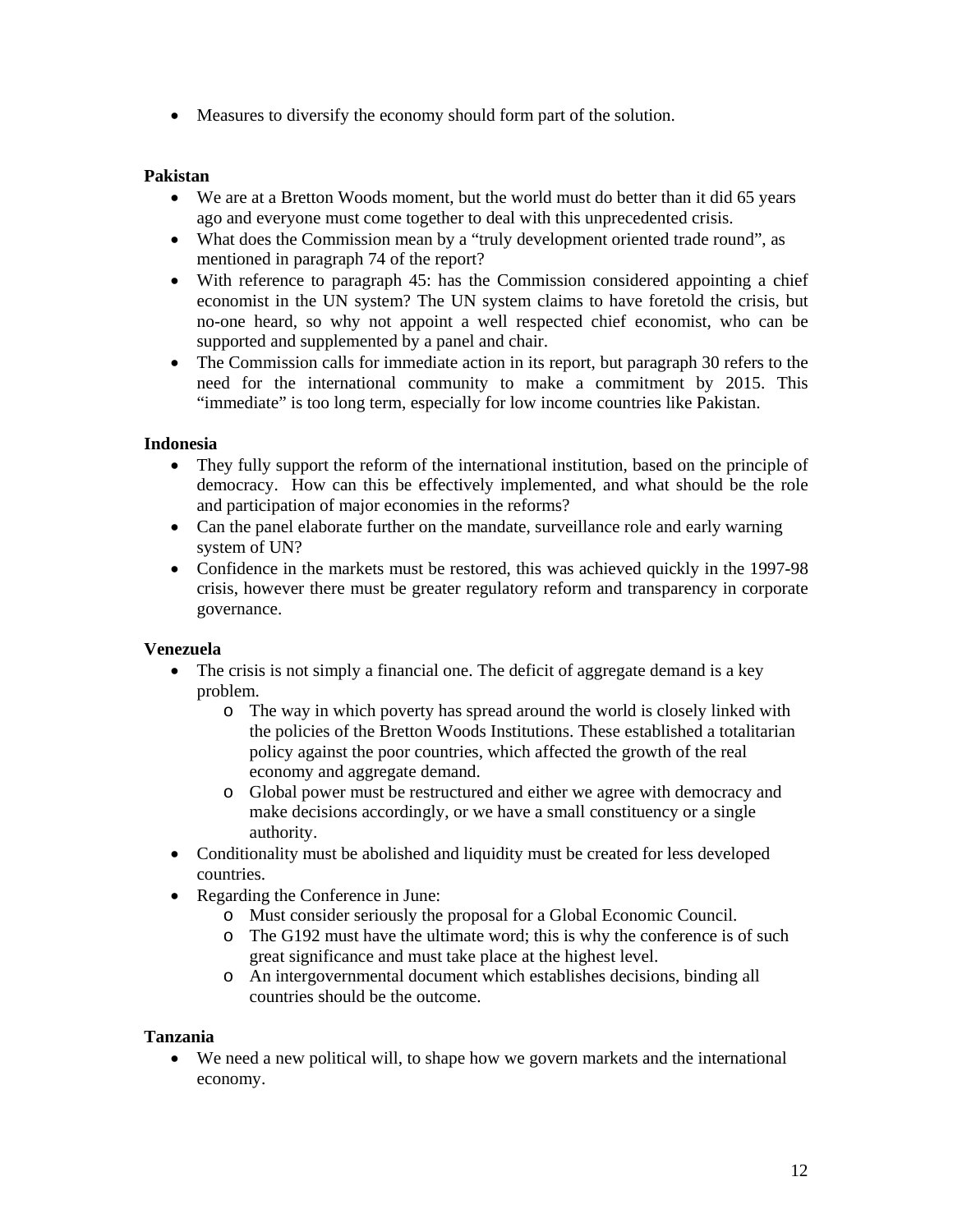- Measures to diversify the economy should form part of the solution.

**Pakistan**

- We are at a Bretton Woods moment, but the world must do better than it did 65 years ago and everyone must come together to deal with this unprecedented crisis.
- What does the Commission mean by a "truly development oriented trade round", as mentioned in paragraph 74 of the report?
- With reference to paragraph 45: has the Commission considered appointing a chief economist in the UN system? The UN system claims to have foretold the crisis, but no-one heard, so why not appoint a well respected chief economist, who can be supported and supplemented by a panel and chair.
- The Commission calls for immediate action in its report, but paragraph 30 refers to the need for the international community to make a commitment by 2015. This "immediate" is too long term, especially for low income countries like Pakistan.

**Indonesia**

- They fully support the reform of the international institution, based on the principle of democracy. How can this be effectively implemented, and what should be the role and participation of major economies in the reforms?
- Can the panel elaborate further on the mandate, surveillance role and early warning system of UN?
- Confidence in the markets must be restored, this was achieved quickly in the 1997-98 crisis, however there must be greater regulatory reform and transparency in corporate governance.

**Venezuela**

- The crisis is not simply a financial one. The deficit of aggregate demand is a key problem.
  - The way in which poverty has spread around the world is closely linked with the policies of the Bretton Woods Institutions. These established a totalitarian policy against the poor countries, which affected the growth of the real economy and aggregate demand.
  - Global power must be restructured and either we agree with democracy and make decisions accordingly, or we have a small constituency or a single authority.
- Conditionality must be abolished and liquidity must be created for less developed countries.
- Regarding the Conference in June:
  - Must consider seriously the proposal for a Global Economic Council.
  - The G192 must have the ultimate word; this is why the conference is of such great significance and must take place at the highest level.
  - An intergovernmental document which establishes decisions, binding all countries should be the outcome.

**Tanzania**

- We need a new political will, to shape how we govern markets and the international economy.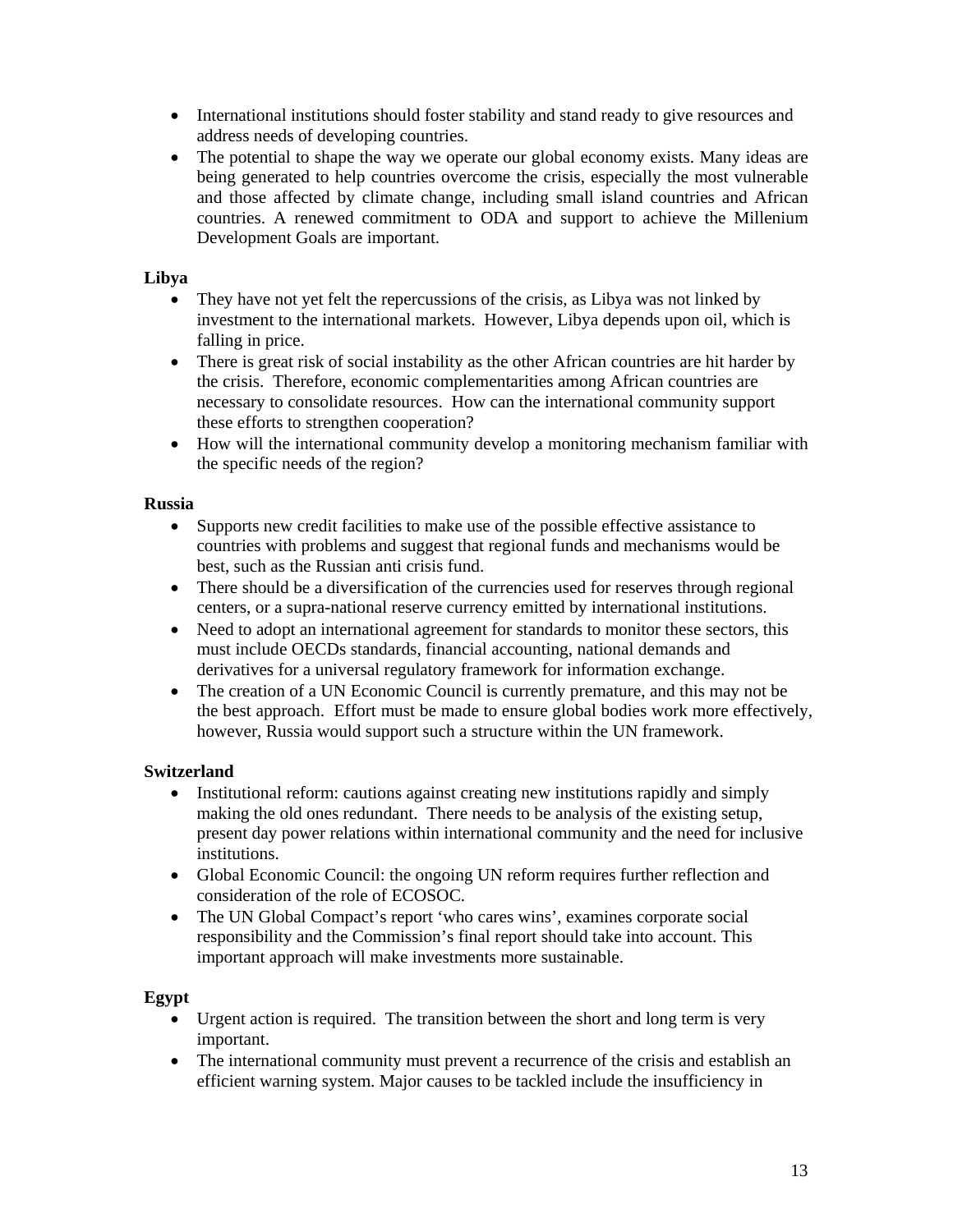- International institutions should foster stability and stand ready to give resources and address needs of developing countries.
- The potential to shape the way we operate our global economy exists. Many ideas are being generated to help countries overcome the crisis, especially the most vulnerable and those affected by climate change, including small island countries and African countries. A renewed commitment to ODA and support to achieve the Millenium Development Goals are important.

**Libya**

- They have not yet felt the repercussions of the crisis, as Libya was not linked by investment to the international markets. However, Libya depends upon oil, which is falling in price.
- There is great risk of social instability as the other African countries are hit harder by the crisis. Therefore, economic complementarities among African countries are necessary to consolidate resources. How can the international community support these efforts to strengthen cooperation?
- How will the international community develop a monitoring mechanism familiar with the specific needs of the region?

**Russia**

- Supports new credit facilities to make use of the possible effective assistance to countries with problems and suggest that regional funds and mechanisms would be best, such as the Russian anti crisis fund.
- There should be a diversification of the currencies used for reserves through regional centers, or a supra-national reserve currency emitted by international institutions.
- Need to adopt an international agreement for standards to monitor these sectors, this must include OECDs standards, financial accounting, national demands and derivatives for a universal regulatory framework for information exchange.
- The creation of a UN Economic Council is currently premature, and this may not be the best approach. Effort must be made to ensure global bodies work more effectively, however, Russia would support such a structure within the UN framework.

**Switzerland**

- Institutional reform: cautions against creating new institutions rapidly and simply making the old ones redundant. There needs to be analysis of the existing setup, present day power relations within international community and the need for inclusive institutions.
- Global Economic Council: the ongoing UN reform requires further reflection and consideration of the role of ECOSOC.
- The UN Global Compact's report 'who cares wins', examines corporate social responsibility and the Commission's final report should take into account. This important approach will make investments more sustainable.

**Egypt**

- Urgent action is required. The transition between the short and long term is very important.
- The international community must prevent a recurrence of the crisis and establish an efficient warning system. Major causes to be tackled include the insufficiency in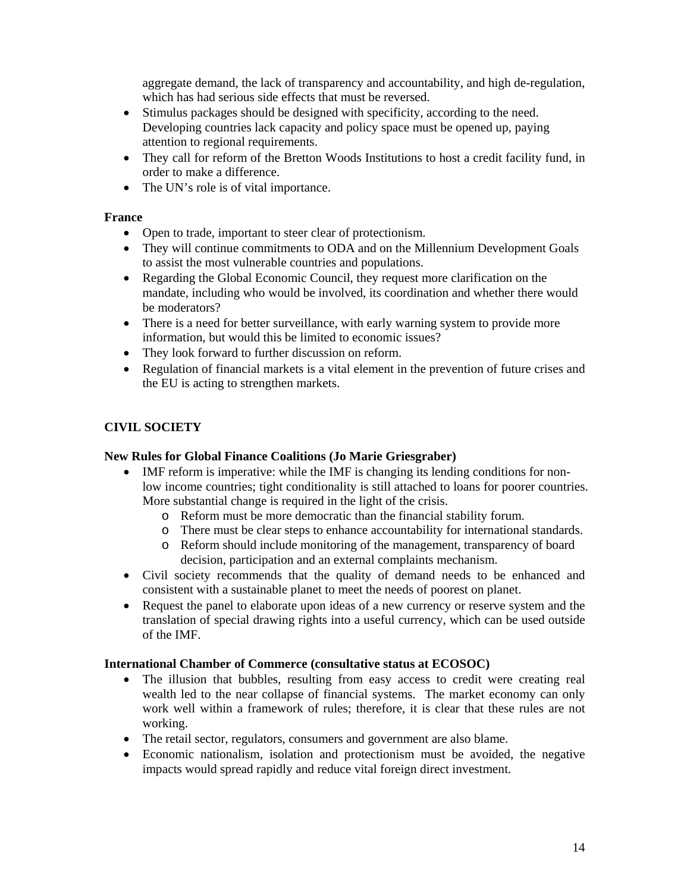aggregate demand, the lack of transparency and accountability, and high de-regulation, which has had serious side effects that must be reversed.

- Stimulus packages should be designed with specificity, according to the need. Developing countries lack capacity and policy space must be opened up, paying attention to regional requirements.
- They call for reform of the Bretton Woods Institutions to host a credit facility fund, in order to make a difference.
- The UN's role is of vital importance.

**France**

- Open to trade, important to steer clear of protectionism.
- They will continue commitments to ODA and on the Millennium Development Goals to assist the most vulnerable countries and populations.
- Regarding the Global Economic Council, they request more clarification on the mandate, including who would be involved, its coordination and whether there would be moderators?
- There is a need for better surveillance, with early warning system to provide more information, but would this be limited to economic issues?
- They look forward to further discussion on reform.
- Regulation of financial markets is a vital element in the prevention of future crises and the EU is acting to strengthen markets.

## CIVIL SOCIETY

**New Rules for Global Finance Coalitions (Jo Marie Griesgraber)**

- IMF reform is imperative: while the IMF is changing its lending conditions for non-low income countries; tight conditionality is still attached to loans for poorer countries. More substantial change is required in the light of the crisis.
  - Reform must be more democratic than the financial stability forum.
  - There must be clear steps to enhance accountability for international standards.
  - Reform should include monitoring of the management, transparency of board decision, participation and an external complaints mechanism.
- Civil society recommends that the quality of demand needs to be enhanced and consistent with a sustainable planet to meet the needs of poorest on planet.
- Request the panel to elaborate upon ideas of a new currency or reserve system and the translation of special drawing rights into a useful currency, which can be used outside of the IMF.

**International Chamber of Commerce (consultative status at ECOSOC)**

- The illusion that bubbles, resulting from easy access to credit were creating real wealth led to the near collapse of financial systems. The market economy can only work well within a framework of rules; therefore, it is clear that these rules are not working.
- The retail sector, regulators, consumers and government are also blame.
- Economic nationalism, isolation and protectionism must be avoided, the negative impacts would spread rapidly and reduce vital foreign direct investment.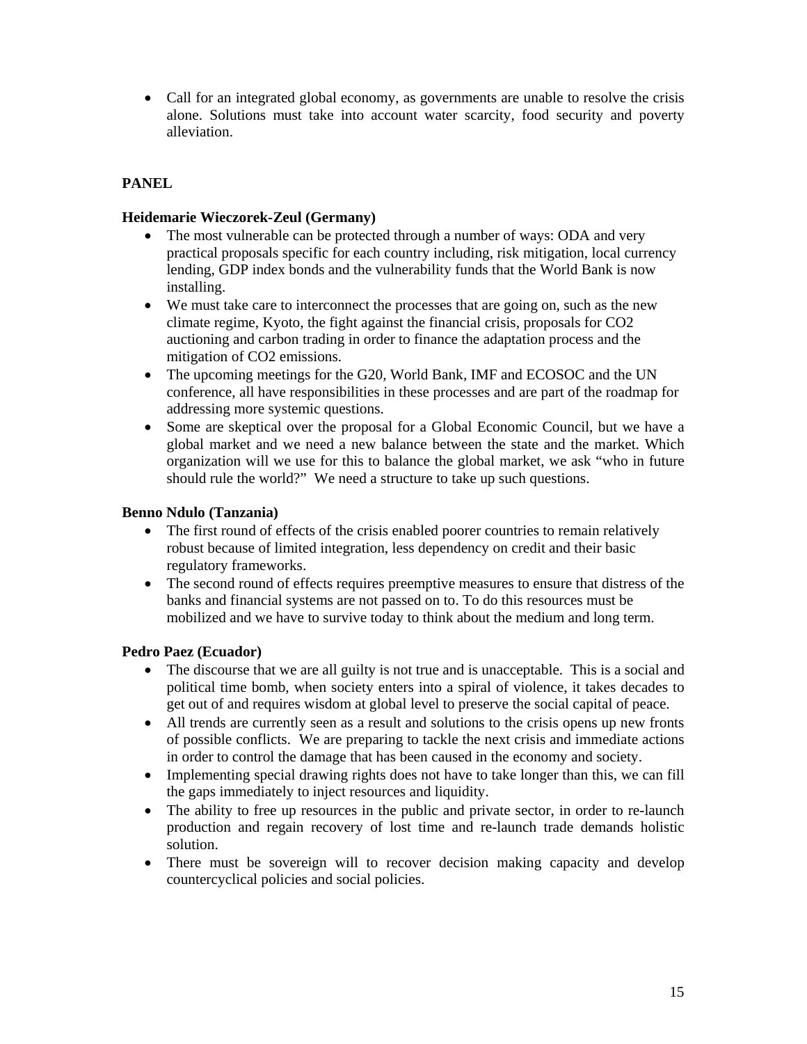- Call for an integrated global economy, as governments are unable to resolve the crisis alone. Solutions must take into account water scarcity, food security and poverty alleviation.

**PANEL**

**Heidemarie Wieczorek-Zeul (Germany)**

- The most vulnerable can be protected through a number of ways: ODA and very practical proposals specific for each country including, risk mitigation, local currency lending, GDP index bonds and the vulnerability funds that the World Bank is now installing.
- We must take care to interconnect the processes that are going on, such as the new climate regime, Kyoto, the fight against the financial crisis, proposals for $CO_2$ auctioning and carbon trading in order to finance the adaptation process and the mitigation of $CO_2$ emissions.
- The upcoming meetings for the G20, World Bank, IMF and ECOSOC and the UN conference, all have responsibilities in these processes and are part of the roadmap for addressing more systemic questions.
- Some are skeptical over the proposal for a Global Economic Council, but we have a global market and we need a new balance between the state and the market. Which organization will we use for this to balance the global market, we ask "who in future should rule the world?" We need a structure to take up such questions.

**Benno Ndulo (Tanzania)**

- The first round of effects of the crisis enabled poorer countries to remain relatively robust because of limited integration, less dependency on credit and their basic regulatory frameworks.
- The second round of effects requires preemptive measures to ensure that distress of the banks and financial systems are not passed on to. To do this resources must be mobilized and we have to survive today to think about the medium and long term.

**Pedro Paez (Ecuador)**

- The discourse that we are all guilty is not true and is unacceptable. This is a social and political time bomb, when society enters into a spiral of violence, it takes decades to get out of and requires wisdom at global level to preserve the social capital of peace.
- All trends are currently seen as a result and solutions to the crisis opens up new fronts of possible conflicts. We are preparing to tackle the next crisis and immediate actions in order to control the damage that has been caused in the economy and society.
- Implementing special drawing rights does not have to take longer than this, we can fill the gaps immediately to inject resources and liquidity.
- The ability to free up resources in the public and private sector, in order to re-launch production and regain recovery of lost time and re-launch trade demands holistic solution.
- There must be sovereign will to recover decision making capacity and develop countercyclical policies and social policies.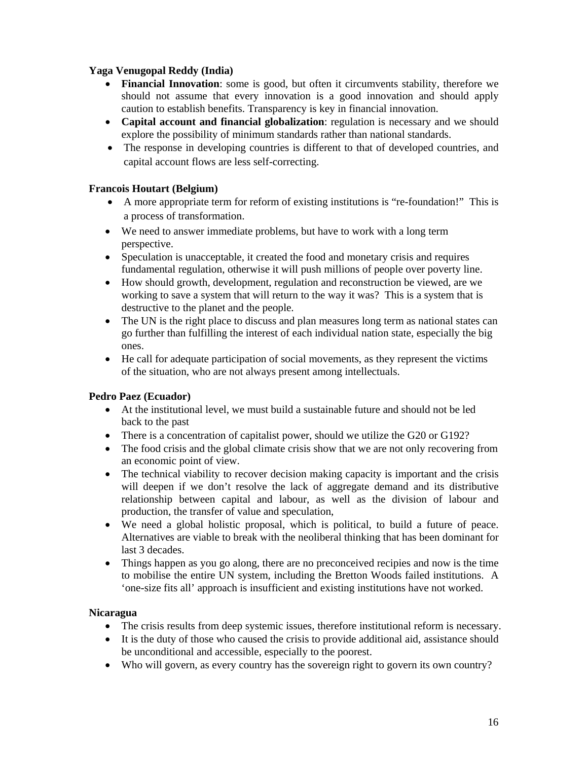**Yaga Venugopal Reddy (India)**

- **Financial Innovation**: some is good, but often it circumvents stability, therefore we should not assume that every innovation is a good innovation and should apply caution to establish benefits. Transparency is key in financial innovation.
- **Capital account and financial globalization**: regulation is necessary and we should explore the possibility of minimum standards rather than national standards.
- The response in developing countries is different to that of developed countries, and capital account flows are less self-correcting.

**Francois Houtart (Belgium)**

- A more appropriate term for reform of existing institutions is "re-foundation!" This is a process of transformation.
- We need to answer immediate problems, but have to work with a long term perspective.
- Speculation is unacceptable, it created the food and monetary crisis and requires fundamental regulation, otherwise it will push millions of people over poverty line.
- How should growth, development, regulation and reconstruction be viewed, are we working to save a system that will return to the way it was? This is a system that is destructive to the planet and the people.
- The UN is the right place to discuss and plan measures long term as national states can go further than fulfilling the interest of each individual nation state, especially the big ones.
- He call for adequate participation of social movements, as they represent the victims of the situation, who are not always present among intellectuals.

**Pedro Paez (Ecuador)**

- At the institutional level, we must build a sustainable future and should not be led back to the past
- There is a concentration of capitalist power, should we utilize the G20 or G192?
- The food crisis and the global climate crisis show that we are not only recovering from an economic point of view.
- The technical viability to recover decision making capacity is important and the crisis will deepen if we don't resolve the lack of aggregate demand and its distributive relationship between capital and labour, as well as the division of labour and production, the transfer of value and speculation,
- We need a global holistic proposal, which is political, to build a future of peace. Alternatives are viable to break with the neoliberal thinking that has been dominant for last 3 decades.
- Things happen as you go along, there are no preconceived recipies and now is the time to mobilise the entire UN system, including the Bretton Woods failed institutions. A 'one-size fits all' approach is insufficient and existing institutions have not worked.

**Nicaragua**

- The crisis results from deep systemic issues, therefore institutional reform is necessary.
- It is the duty of those who caused the crisis to provide additional aid, assistance should be unconditional and accessible, especially to the poorest.
- Who will govern, as every country has the sovereign right to govern its own country?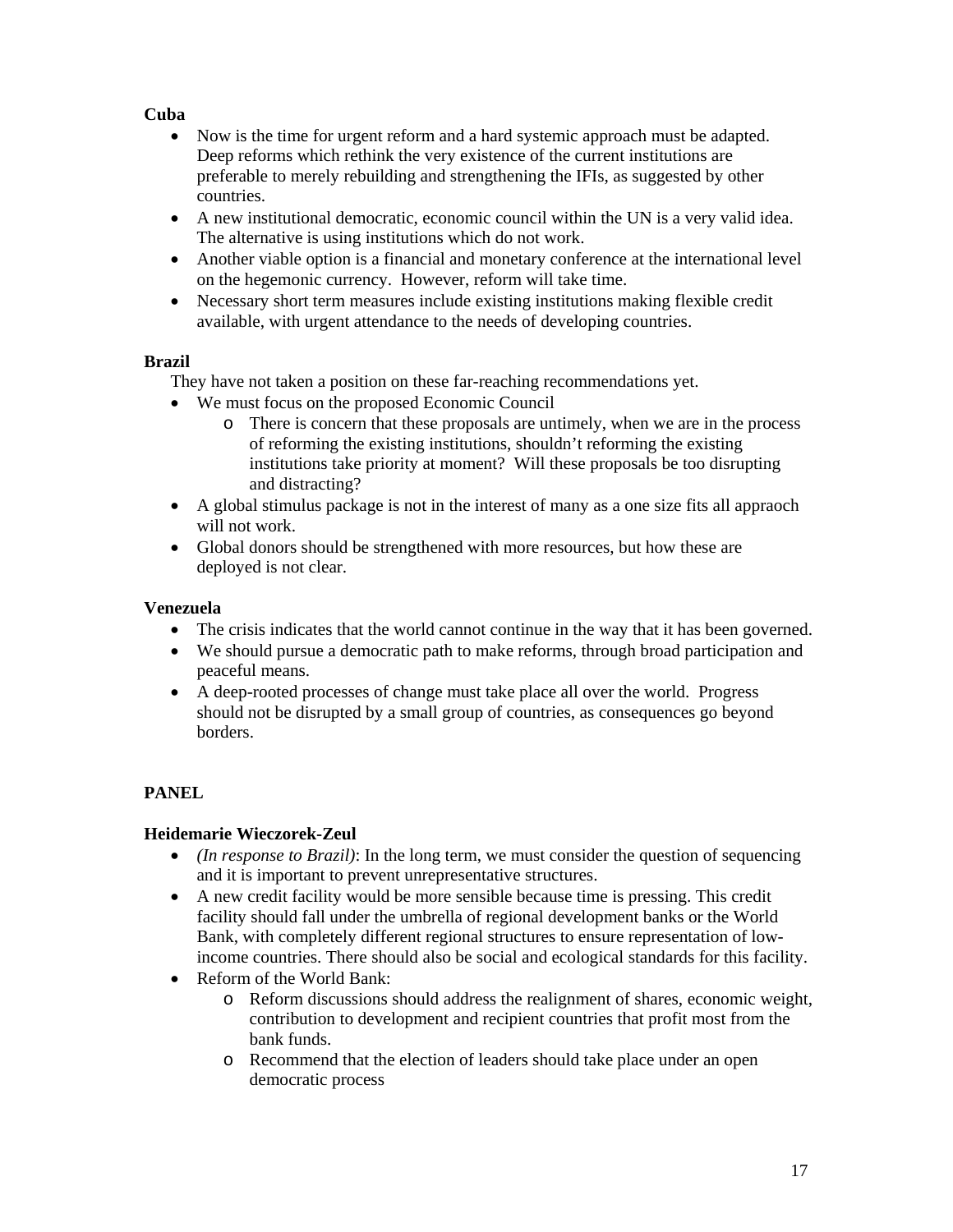**Cuba**

- Now is the time for urgent reform and a hard systemic approach must be adapted. Deep reforms which rethink the very existence of the current institutions are preferable to merely rebuilding and strengthening the IFIs, as suggested by other countries.
- A new institutional democratic, economic council within the UN is a very valid idea. The alternative is using institutions which do not work.
- Another viable option is a financial and monetary conference at the international level on the hegemonic currency. However, reform will take time.
- Necessary short term measures include existing institutions making flexible credit available, with urgent attendance to the needs of developing countries.

**Brazil**

They have not taken a position on these far-reaching recommendations yet.

- We must focus on the proposed Economic Council
    - There is concern that these proposals are untimely, when we are in the process of reforming the existing institutions, shouldn't reforming the existing institutions take priority at moment? Will these proposals be too disrupting and distracting?
- A global stimulus package is not in the interest of many as a one size fits all appraoch will not work.
- Global donors should be strengthened with more resources, but how these are deployed is not clear.

**Venezuela**

- The crisis indicates that the world cannot continue in the way that it has been governed.
- We should pursue a democratic path to make reforms, through broad participation and peaceful means.
- A deep-rooted processes of change must take place all over the world. Progress should not be disrupted by a small group of countries, as consequences go beyond borders.

**PANEL**

**Heidemarie Wieczorek-Zeul**

- *(In response to Brazil)*: In the long term, we must consider the question of sequencing and it is important to prevent unrepresentative structures.
- A new credit facility would be more sensible because time is pressing. This credit facility should fall under the umbrella of regional development banks or the World Bank, with completely different regional structures to ensure representation of low-income countries. There should also be social and ecological standards for this facility.
- Reform of the World Bank:
    - Reform discussions should address the realignment of shares, economic weight, contribution to development and recipient countries that profit most from the bank funds.
    - Recommend that the election of leaders should take place under an open democratic process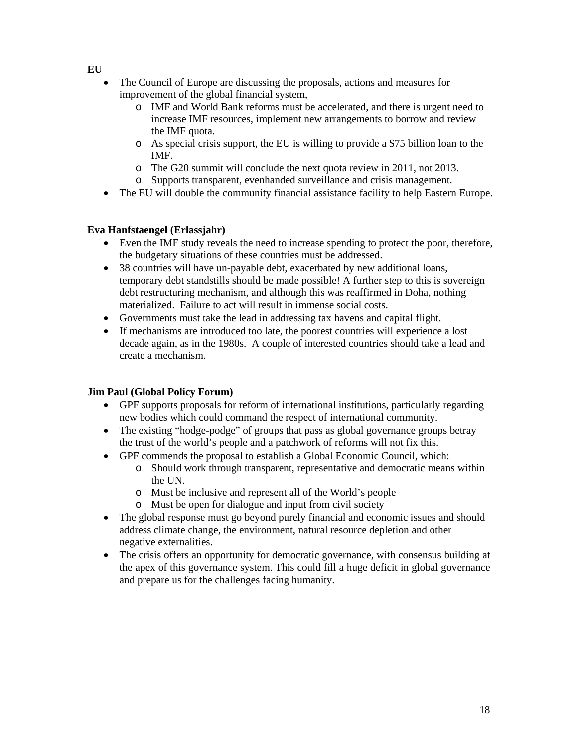**EU**

- The Council of Europe are discussing the proposals, actions and measures for improvement of the global financial system,
    - IMF and World Bank reforms must be accelerated, and there is urgent need to increase IMF resources, implement new arrangements to borrow and review the IMF quota.
    - As special crisis support, the EU is willing to provide a $75 billion loan to the IMF.
    - The G20 summit will conclude the next quota review in 2011, not 2013.
    - Supports transparent, evenhanded surveillance and crisis management.
- The EU will double the community financial assistance facility to help Eastern Europe.

**Eva Hanfstaengel (Erlassjahr)**

- Even the IMF study reveals the need to increase spending to protect the poor, therefore, the budgetary situations of these countries must be addressed.
- 38 countries will have un-payable debt, exacerbated by new additional loans, temporary debt standstills should be made possible! A further step to this is sovereign debt restructuring mechanism, and although this was reaffirmed in Doha, nothing materialized. Failure to act will result in immense social costs.
- Governments must take the lead in addressing tax havens and capital flight.
- If mechanisms are introduced too late, the poorest countries will experience a lost decade again, as in the 1980s. A couple of interested countries should take a lead and create a mechanism.

**Jim Paul (Global Policy Forum)**

- GPF supports proposals for reform of international institutions, particularly regarding new bodies which could command the respect of international community.
- The existing "hodge-podge" of groups that pass as global governance groups betray the trust of the world's people and a patchwork of reforms will not fix this.
- GPF commends the proposal to establish a Global Economic Council, which:
    - Should work through transparent, representative and democratic means within the UN.
    - Must be inclusive and represent all of the World's people
    - Must be open for dialogue and input from civil society
- The global response must go beyond purely financial and economic issues and should address climate change, the environment, natural resource depletion and other negative externalities.
- The crisis offers an opportunity for democratic governance, with consensus building at the apex of this governance system. This could fill a huge deficit in global governance and prepare us for the challenges facing humanity.